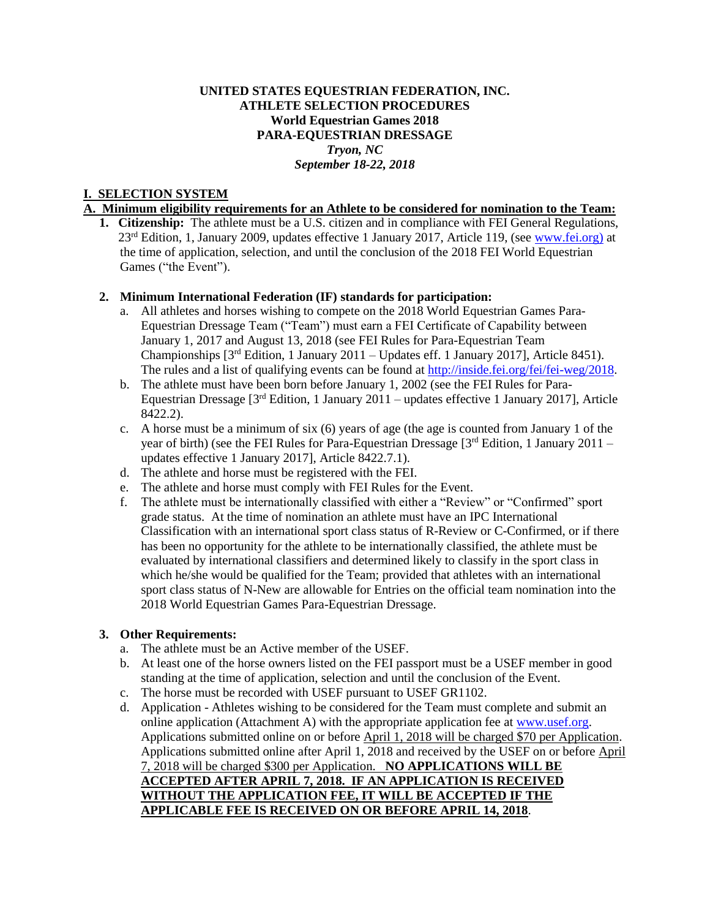**UNITED STATES EQUESTRIAN FEDERATION, INC.**
**ATHLETE SELECTION PROCEDURES**
**World Equestrian Games 2018**
**PARA-EQUESTRIAN DRESSAGE**
***Tryon, NC***
***September 18-22, 2018***

## I. SELECTION SYSTEM

### A. Minimum eligibility requirements for an Athlete to be considered for nomination to the Team:

1. **Citizenship:** The athlete must be a U.S. citizen and in compliance with FEI General Regulations, 23rd Edition, 1, January 2009, updates effective 1 January 2017, Article 119, (see www.fei.org) at the time of application, selection, and until the conclusion of the 2018 FEI World Equestrian Games ("the Event").

2. **Minimum International Federation (IF) standards for participation:**
   a. All athletes and horses wishing to compete on the 2018 World Equestrian Games Para-Equestrian Dressage Team ("Team") must earn a FEI Certificate of Capability between January 1, 2017 and August 13, 2018 (see FEI Rules for Para-Equestrian Team Championships [3rd Edition, 1 January 2011 – Updates eff. 1 January 2017], Article 8451). The rules and a list of qualifying events can be found at http://inside.fei.org/fei/fei-weg/2018.
   b. The athlete must have been born before January 1, 2002 (see the FEI Rules for Para-Equestrian Dressage [3rd Edition, 1 January 2011 – updates effective 1 January 2017], Article 8422.2).
   c. A horse must be a minimum of six (6) years of age (the age is counted from January 1 of the year of birth) (see the FEI Rules for Para-Equestrian Dressage [3rd Edition, 1 January 2011 – updates effective 1 January 2017], Article 8422.7.1).
   d. The athlete and horse must be registered with the FEI.
   e. The athlete and horse must comply with FEI Rules for the Event.
   f. The athlete must be internationally classified with either a "Review" or "Confirmed" sport grade status. At the time of nomination an athlete must have an IPC International Classification with an international sport class status of R-Review or C-Confirmed, or if there has been no opportunity for the athlete to be internationally classified, the athlete must be evaluated by international classifiers and determined likely to classify in the sport class in which he/she would be qualified for the Team; provided that athletes with an international sport class status of N-New are allowable for Entries on the official team nomination into the 2018 World Equestrian Games Para-Equestrian Dressage.

3. **Other Requirements:**
   a. The athlete must be an Active member of the USEF.
   b. At least one of the horse owners listed on the FEI passport must be a USEF member in good standing at the time of application, selection and until the conclusion of the Event.
   c. The horse must be recorded with USEF pursuant to USEF GR1102.
   d. Application - Athletes wishing to be considered for the Team must complete and submit an online application (Attachment A) with the appropriate application fee at www.usef.org. Applications submitted online on or before April 1, 2018 will be charged $70 per Application. Applications submitted online after April 1, 2018 and received by the USEF on or before April 7, 2018 will be charged $300 per Application. **NO APPLICATIONS WILL BE ACCEPTED AFTER APRIL 7, 2018. IF AN APPLICATION IS RECEIVED WITHOUT THE APPLICATION FEE, IT WILL BE ACCEPTED IF THE APPLICABLE FEE IS RECEIVED ON OR BEFORE APRIL 14, 2018**.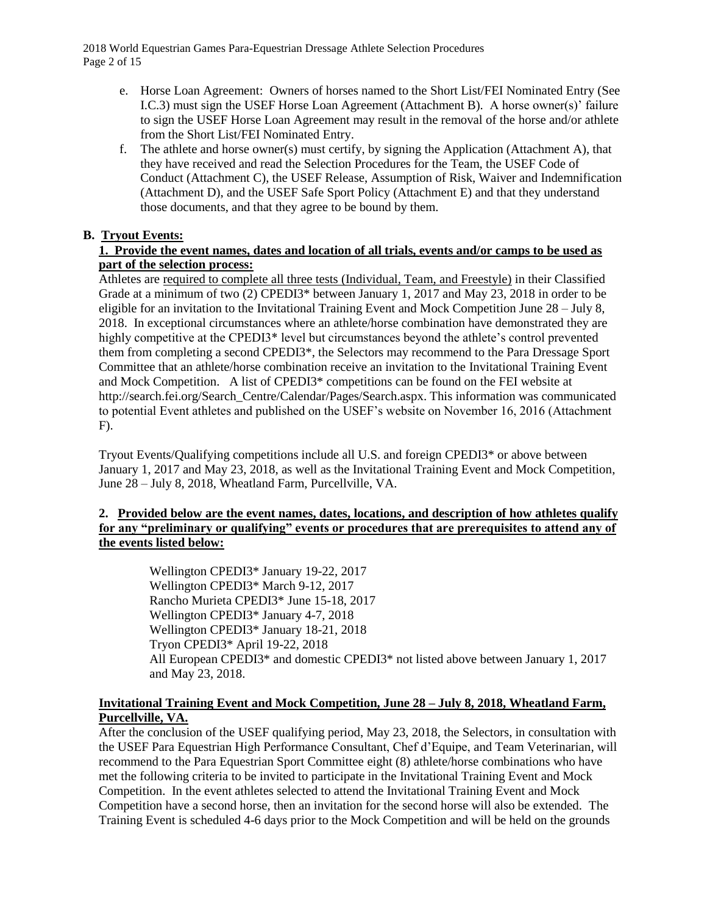e. Horse Loan Agreement: Owners of horses named to the Short List/FEI Nominated Entry (See I.C.3) must sign the USEF Horse Loan Agreement (Attachment B). A horse owner(s)' failure to sign the USEF Horse Loan Agreement may result in the removal of the horse and/or athlete from the Short List/FEI Nominated Entry.

f. The athlete and horse owner(s) must certify, by signing the Application (Attachment A), that they have received and read the Selection Procedures for the Team, the USEF Code of Conduct (Attachment C), the USEF Release, Assumption of Risk, Waiver and Indemnification (Attachment D), and the USEF Safe Sport Policy (Attachment E) and that they understand those documents, and that they agree to be bound by them.

## B. Tryout Events:

### 1. Provide the event names, dates and location of all trials, events and/or camps to be used as part of the selection process:

Athletes are required to complete all three tests (Individual, Team, and Freestyle) in their Classified Grade at a minimum of two (2) CPEDI3* between January 1, 2017 and May 23, 2018 in order to be eligible for an invitation to the Invitational Training Event and Mock Competition June 28 – July 8, 2018. In exceptional circumstances where an athlete/horse combination have demonstrated they are highly competitive at the CPEDI3* level but circumstances beyond the athlete's control prevented them from completing a second CPEDI3*, the Selectors may recommend to the Para Dressage Sport Committee that an athlete/horse combination receive an invitation to the Invitational Training Event and Mock Competition. A list of CPEDI3* competitions can be found on the FEI website at http://search.fei.org/Search_Centre/Calendar/Pages/Search.aspx. This information was communicated to potential Event athletes and published on the USEF's website on November 16, 2016 (Attachment F).

Tryout Events/Qualifying competitions include all U.S. and foreign CPEDI3* or above between January 1, 2017 and May 23, 2018, as well as the Invitational Training Event and Mock Competition, June 28 – July 8, 2018, Wheatland Farm, Purcellville, VA.

### 2. Provided below are the event names, dates, locations, and description of how athletes qualify for any "preliminary or qualifying" events or procedures that are prerequisites to attend any of the events listed below:

Wellington CPEDI3* January 19-22, 2017
Wellington CPEDI3* March 9-12, 2017
Rancho Murieta CPEDI3* June 15-18, 2017
Wellington CPEDI3* January 4-7, 2018
Wellington CPEDI3* January 18-21, 2018
Tryon CPEDI3* April 19-22, 2018
All European CPEDI3* and domestic CPEDI3* not listed above between January 1, 2017 and May 23, 2018.

**Invitational Training Event and Mock Competition, June 28 – July 8, 2018, Wheatland Farm, Purcellville, VA.**

After the conclusion of the USEF qualifying period, May 23, 2018, the Selectors, in consultation with the USEF Para Equestrian High Performance Consultant, Chef d'Equipe, and Team Veterinarian, will recommend to the Para Equestrian Sport Committee eight (8) athlete/horse combinations who have met the following criteria to be invited to participate in the Invitational Training Event and Mock Competition. In the event athletes selected to attend the Invitational Training Event and Mock Competition have a second horse, then an invitation for the second horse will also be extended. The Training Event is scheduled 4-6 days prior to the Mock Competition and will be held on the grounds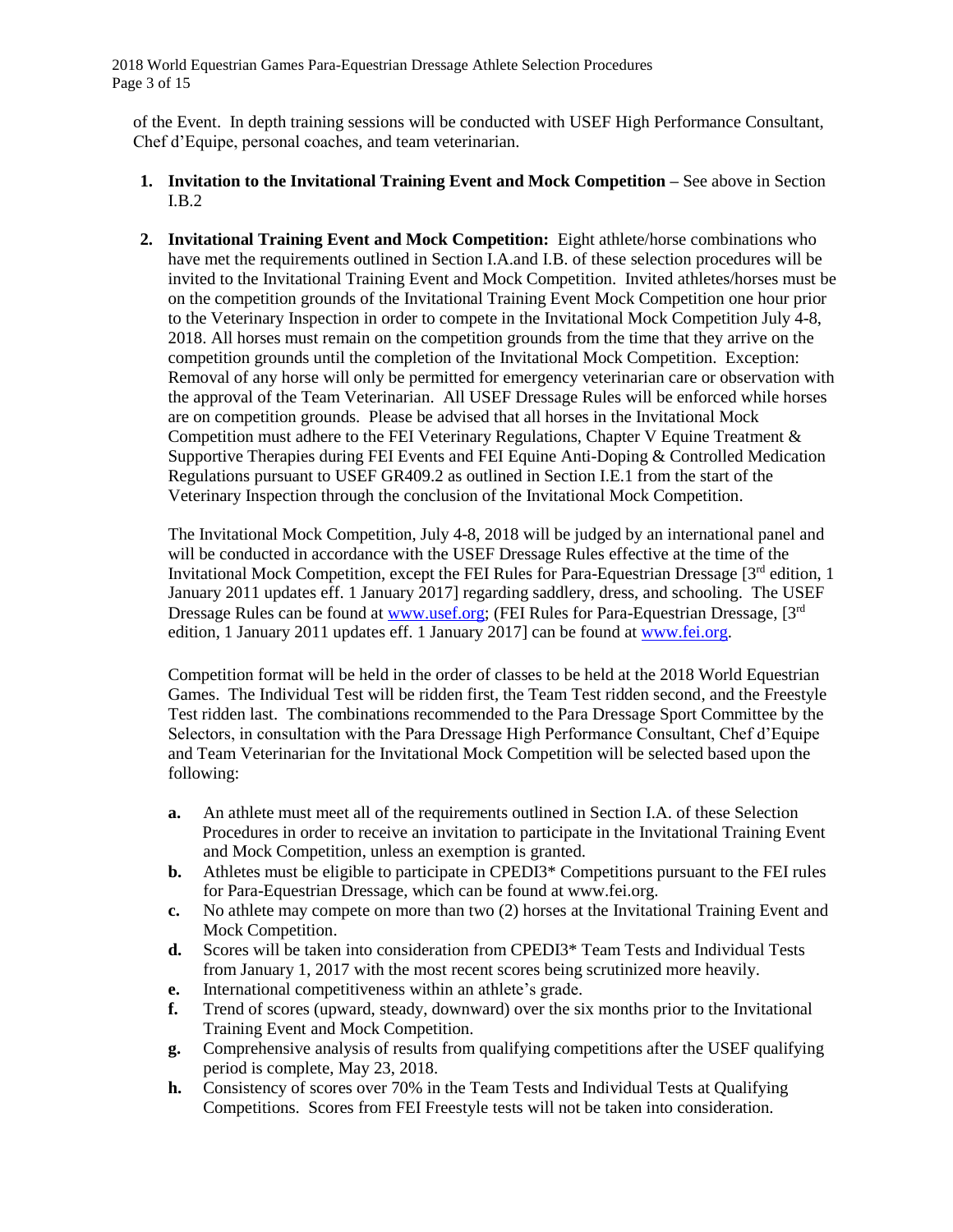of the Event. In depth training sessions will be conducted with USEF High Performance Consultant, Chef d'Equipe, personal coaches, and team veterinarian.

1. **Invitation to the Invitational Training Event and Mock Competition** – See above in Section I.B.2

2. **Invitational Training Event and Mock Competition:** Eight athlete/horse combinations who have met the requirements outlined in Section I.A.and I.B. of these selection procedures will be invited to the Invitational Training Event and Mock Competition. Invited athletes/horses must be on the competition grounds of the Invitational Training Event Mock Competition one hour prior to the Veterinary Inspection in order to compete in the Invitational Mock Competition July 4-8, 2018. All horses must remain on the competition grounds from the time that they arrive on the competition grounds until the completion of the Invitational Mock Competition. Exception: Removal of any horse will only be permitted for emergency veterinarian care or observation with the approval of the Team Veterinarian. All USEF Dressage Rules will be enforced while horses are on competition grounds. Please be advised that all horses in the Invitational Mock Competition must adhere to the FEI Veterinary Regulations, Chapter V Equine Treatment & Supportive Therapies during FEI Events and FEI Equine Anti-Doping & Controlled Medication Regulations pursuant to USEF GR409.2 as outlined in Section I.E.1 from the start of the Veterinary Inspection through the conclusion of the Invitational Mock Competition.

   The Invitational Mock Competition, July 4-8, 2018 will be judged by an international panel and will be conducted in accordance with the USEF Dressage Rules effective at the time of the Invitational Mock Competition, except the FEI Rules for Para-Equestrian Dressage [3rd edition, 1 January 2011 updates eff. 1 January 2017] regarding saddlery, dress, and schooling. The USEF Dressage Rules can be found at www.usef.org; (FEI Rules for Para-Equestrian Dressage, [3rd edition, 1 January 2011 updates eff. 1 January 2017] can be found at www.fei.org.

   Competition format will be held in the order of classes to be held at the 2018 World Equestrian Games. The Individual Test will be ridden first, the Team Test ridden second, and the Freestyle Test ridden last. The combinations recommended to the Para Dressage Sport Committee by the Selectors, in consultation with the Para Dressage High Performance Consultant, Chef d'Equipe and Team Veterinarian for the Invitational Mock Competition will be selected based upon the following:

   **a.** An athlete must meet all of the requirements outlined in Section I.A. of these Selection Procedures in order to receive an invitation to participate in the Invitational Training Event and Mock Competition, unless an exemption is granted.
   **b.** Athletes must be eligible to participate in CPEDI3* Competitions pursuant to the FEI rules for Para-Equestrian Dressage, which can be found at www.fei.org.
   **c.** No athlete may compete on more than two (2) horses at the Invitational Training Event and Mock Competition.
   **d.** Scores will be taken into consideration from CPEDI3* Team Tests and Individual Tests from January 1, 2017 with the most recent scores being scrutinized more heavily.
   **e.** International competitiveness within an athlete's grade.
   **f.** Trend of scores (upward, steady, downward) over the six months prior to the Invitational Training Event and Mock Competition.
   **g.** Comprehensive analysis of results from qualifying competitions after the USEF qualifying period is complete, May 23, 2018.
   **h.** Consistency of scores over 70% in the Team Tests and Individual Tests at Qualifying Competitions. Scores from FEI Freestyle tests will not be taken into consideration.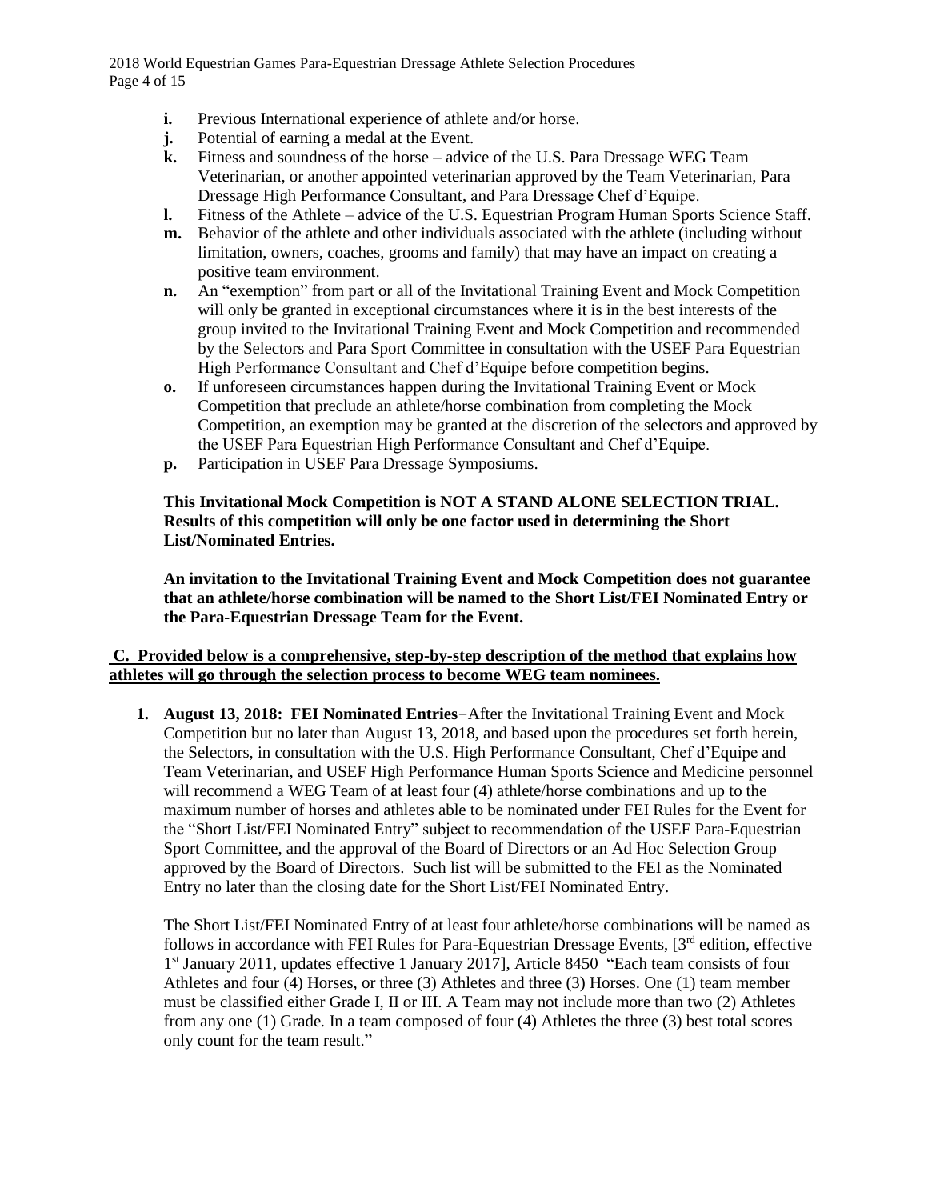- **i.** Previous International experience of athlete and/or horse.
- **j.** Potential of earning a medal at the Event.
- **k.** Fitness and soundness of the horse – advice of the U.S. Para Dressage WEG Team Veterinarian, or another appointed veterinarian approved by the Team Veterinarian, Para Dressage High Performance Consultant, and Para Dressage Chef d'Equipe.
- **l.** Fitness of the Athlete – advice of the U.S. Equestrian Program Human Sports Science Staff.
- **m.** Behavior of the athlete and other individuals associated with the athlete (including without limitation, owners, coaches, grooms and family) that may have an impact on creating a positive team environment.
- **n.** An "exemption" from part or all of the Invitational Training Event and Mock Competition will only be granted in exceptional circumstances where it is in the best interests of the group invited to the Invitational Training Event and Mock Competition and recommended by the Selectors and Para Sport Committee in consultation with the USEF Para Equestrian High Performance Consultant and Chef d'Equipe before competition begins.
- **o.** If unforeseen circumstances happen during the Invitational Training Event or Mock Competition that preclude an athlete/horse combination from completing the Mock Competition, an exemption may be granted at the discretion of the selectors and approved by the USEF Para Equestrian High Performance Consultant and Chef d'Equipe.
- **p.** Participation in USEF Para Dressage Symposiums.

**This Invitational Mock Competition is NOT A STAND ALONE SELECTION TRIAL. Results of this competition will only be one factor used in determining the Short List/Nominated Entries.**

**An invitation to the Invitational Training Event and Mock Competition does not guarantee that an athlete/horse combination will be named to the Short List/FEI Nominated Entry or the Para-Equestrian Dressage Team for the Event.**

**C. Provided below is a comprehensive, step-by-step description of the method that explains how athletes will go through the selection process to become WEG team nominees.**

1. **August 13, 2018: FEI Nominated Entries**−After the Invitational Training Event and Mock Competition but no later than August 13, 2018, and based upon the procedures set forth herein, the Selectors, in consultation with the U.S. High Performance Consultant, Chef d'Equipe and Team Veterinarian, and USEF High Performance Human Sports Science and Medicine personnel will recommend a WEG Team of at least four (4) athlete/horse combinations and up to the maximum number of horses and athletes able to be nominated under FEI Rules for the Event for the "Short List/FEI Nominated Entry" subject to recommendation of the USEF Para-Equestrian Sport Committee, and the approval of the Board of Directors or an Ad Hoc Selection Group approved by the Board of Directors. Such list will be submitted to the FEI as the Nominated Entry no later than the closing date for the Short List/FEI Nominated Entry.

   The Short List/FEI Nominated Entry of at least four athlete/horse combinations will be named as follows in accordance with FEI Rules for Para-Equestrian Dressage Events, [3rd edition, effective 1st January 2011, updates effective 1 January 2017], Article 8450 "Each team consists of four Athletes and four (4) Horses, or three (3) Athletes and three (3) Horses. One (1) team member must be classified either Grade I, II or III. A Team may not include more than two (2) Athletes from any one (1) Grade. In a team composed of four (4) Athletes the three (3) best total scores only count for the team result."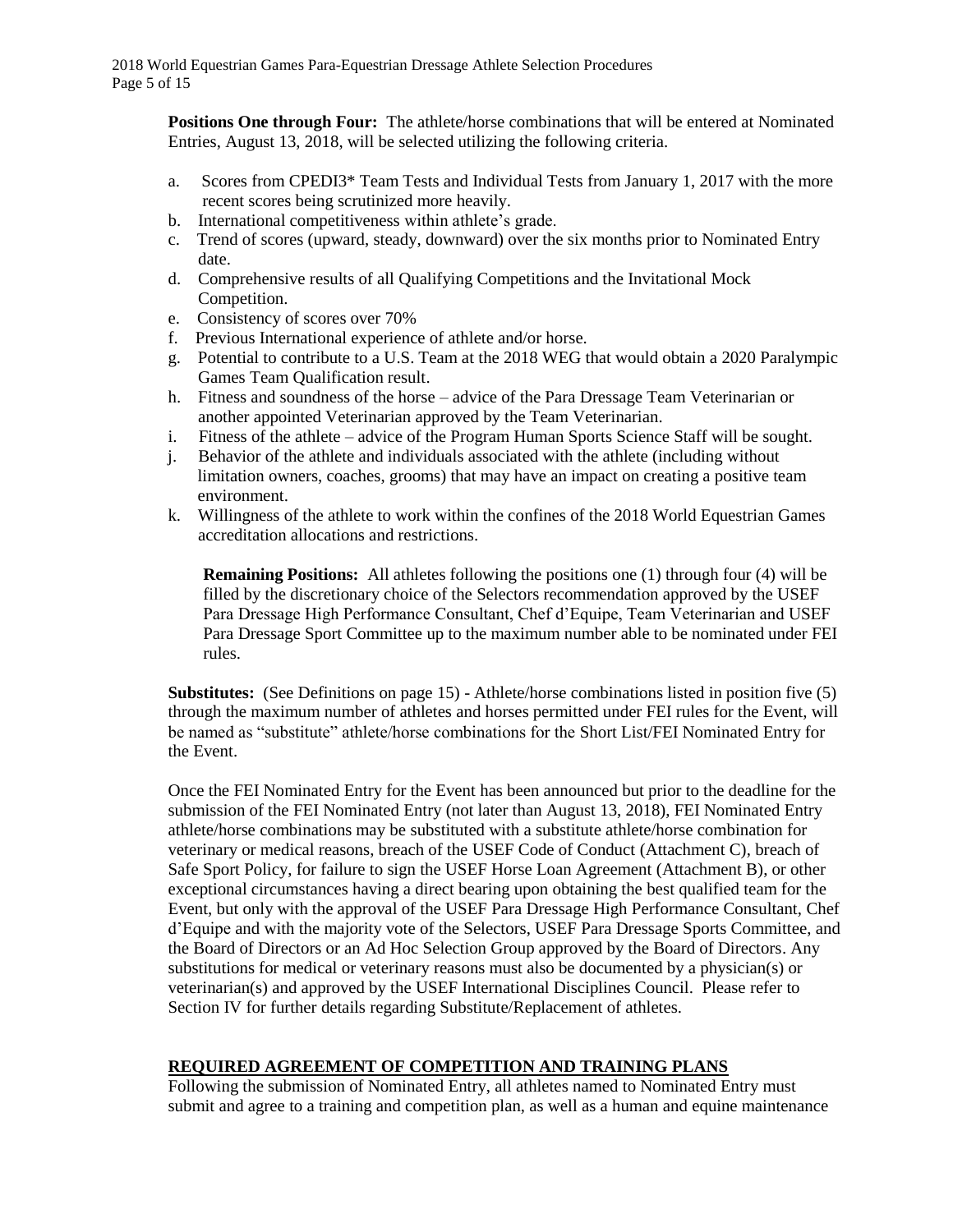**Positions One through Four:** The athlete/horse combinations that will be entered at Nominated Entries, August 13, 2018, will be selected utilizing the following criteria.

a. Scores from CPEDI3* Team Tests and Individual Tests from January 1, 2017 with the more recent scores being scrutinized more heavily.
b. International competitiveness within athlete's grade.
c. Trend of scores (upward, steady, downward) over the six months prior to Nominated Entry date.
d. Comprehensive results of all Qualifying Competitions and the Invitational Mock Competition.
e. Consistency of scores over 70%
f. Previous International experience of athlete and/or horse.
g. Potential to contribute to a U.S. Team at the 2018 WEG that would obtain a 2020 Paralympic Games Team Qualification result.
h. Fitness and soundness of the horse – advice of the Para Dressage Team Veterinarian or another appointed Veterinarian approved by the Team Veterinarian.
i. Fitness of the athlete – advice of the Program Human Sports Science Staff will be sought.
j. Behavior of the athlete and individuals associated with the athlete (including without limitation owners, coaches, grooms) that may have an impact on creating a positive team environment.
k. Willingness of the athlete to work within the confines of the 2018 World Equestrian Games accreditation allocations and restrictions.

**Remaining Positions:** All athletes following the positions one (1) through four (4) will be filled by the discretionary choice of the Selectors recommendation approved by the USEF Para Dressage High Performance Consultant, Chef d'Equipe, Team Veterinarian and USEF Para Dressage Sport Committee up to the maximum number able to be nominated under FEI rules.

**Substitutes:** (See Definitions on page 15) - Athlete/horse combinations listed in position five (5) through the maximum number of athletes and horses permitted under FEI rules for the Event, will be named as "substitute" athlete/horse combinations for the Short List/FEI Nominated Entry for the Event.

Once the FEI Nominated Entry for the Event has been announced but prior to the deadline for the submission of the FEI Nominated Entry (not later than August 13, 2018), FEI Nominated Entry athlete/horse combinations may be substituted with a substitute athlete/horse combination for veterinary or medical reasons, breach of the USEF Code of Conduct (Attachment C), breach of Safe Sport Policy, for failure to sign the USEF Horse Loan Agreement (Attachment B), or other exceptional circumstances having a direct bearing upon obtaining the best qualified team for the Event, but only with the approval of the USEF Para Dressage High Performance Consultant, Chef d'Equipe and with the majority vote of the Selectors, USEF Para Dressage Sports Committee, and the Board of Directors or an Ad Hoc Selection Group approved by the Board of Directors. Any substitutions for medical or veterinary reasons must also be documented by a physician(s) or veterinarian(s) and approved by the USEF International Disciplines Council. Please refer to Section IV for further details regarding Substitute/Replacement of athletes.

## REQUIRED AGREEMENT OF COMPETITION AND TRAINING PLANS

Following the submission of Nominated Entry, all athletes named to Nominated Entry must submit and agree to a training and competition plan, as well as a human and equine maintenance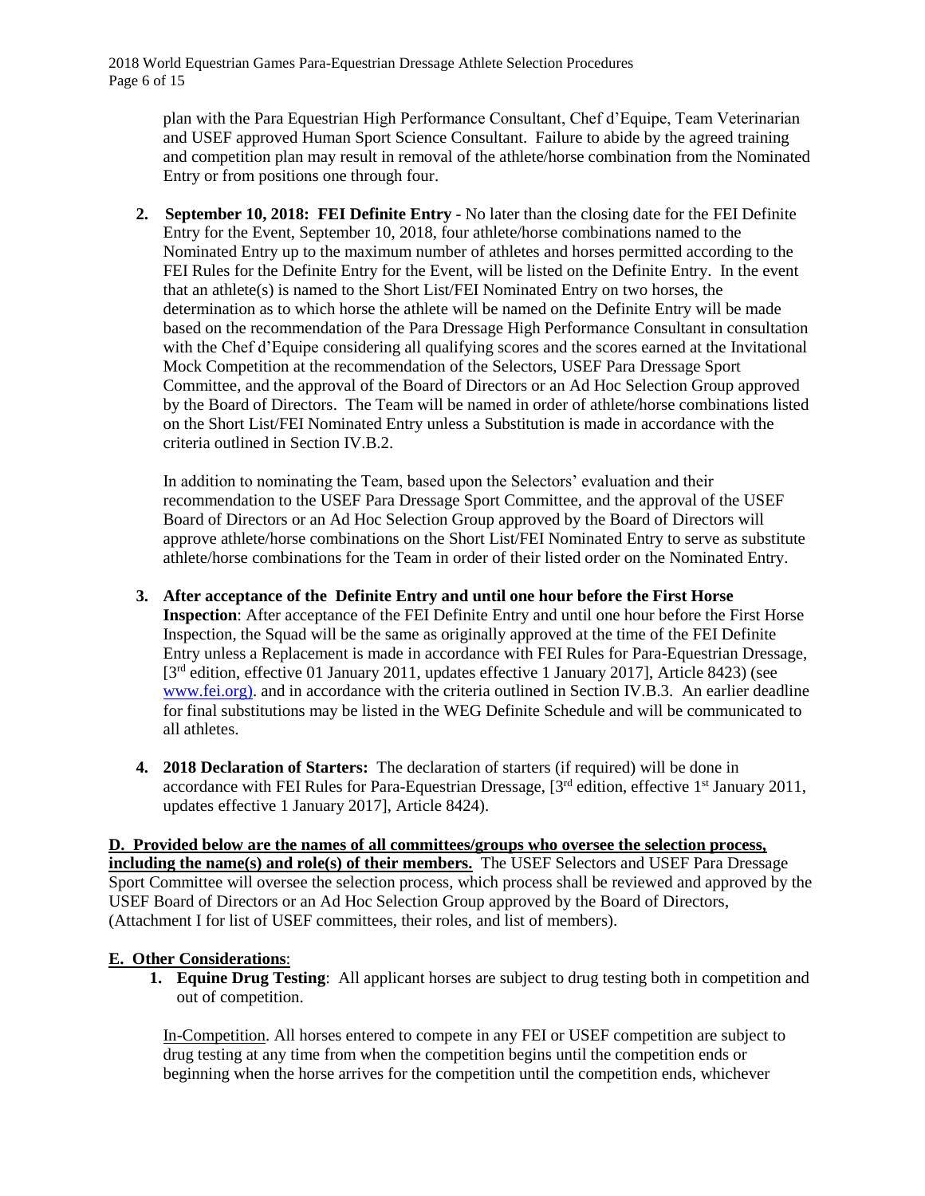plan with the Para Equestrian High Performance Consultant, Chef d'Equipe, Team Veterinarian and USEF approved Human Sport Science Consultant. Failure to abide by the agreed training and competition plan may result in removal of the athlete/horse combination from the Nominated Entry or from positions one through four.

2. **September 10, 2018: FEI Definite Entry** - No later than the closing date for the FEI Definite Entry for the Event, September 10, 2018, four athlete/horse combinations named to the Nominated Entry up to the maximum number of athletes and horses permitted according to the FEI Rules for the Definite Entry for the Event, will be listed on the Definite Entry. In the event that an athlete(s) is named to the Short List/FEI Nominated Entry on two horses, the determination as to which horse the athlete will be named on the Definite Entry will be made based on the recommendation of the Para Dressage High Performance Consultant in consultation with the Chef d'Equipe considering all qualifying scores and the scores earned at the Invitational Mock Competition at the recommendation of the Selectors, USEF Para Dressage Sport Committee, and the approval of the Board of Directors or an Ad Hoc Selection Group approved by the Board of Directors. The Team will be named in order of athlete/horse combinations listed on the Short List/FEI Nominated Entry unless a Substitution is made in accordance with the criteria outlined in Section IV.B.2.

   In addition to nominating the Team, based upon the Selectors' evaluation and their recommendation to the USEF Para Dressage Sport Committee, and the approval of the USEF Board of Directors or an Ad Hoc Selection Group approved by the Board of Directors will approve athlete/horse combinations on the Short List/FEI Nominated Entry to serve as substitute athlete/horse combinations for the Team in order of their listed order on the Nominated Entry.

3. **After acceptance of the Definite Entry and until one hour before the First Horse Inspection**: After acceptance of the FEI Definite Entry and until one hour before the First Horse Inspection, the Squad will be the same as originally approved at the time of the FEI Definite Entry unless a Replacement is made in accordance with FEI Rules for Para-Equestrian Dressage, [3rd edition, effective 01 January 2011, updates effective 1 January 2017], Article 8423) (see www.fei.org). and in accordance with the criteria outlined in Section IV.B.3. An earlier deadline for final substitutions may be listed in the WEG Definite Schedule and will be communicated to all athletes.

4. **2018 Declaration of Starters:** The declaration of starters (if required) will be done in accordance with FEI Rules for Para-Equestrian Dressage, [3rd edition, effective 1st January 2011, updates effective 1 January 2017], Article 8424).

**D. Provided below are the names of all committees/groups who oversee the selection process, including the name(s) and role(s) of their members.** The USEF Selectors and USEF Para Dressage Sport Committee will oversee the selection process, which process shall be reviewed and approved by the USEF Board of Directors or an Ad Hoc Selection Group approved by the Board of Directors, (Attachment I for list of USEF committees, their roles, and list of members).

**E. Other Considerations**:

1. **Equine Drug Testing**: All applicant horses are subject to drug testing both in competition and out of competition.

   In-Competition. All horses entered to compete in any FEI or USEF competition are subject to drug testing at any time from when the competition begins until the competition ends or beginning when the horse arrives for the competition until the competition ends, whichever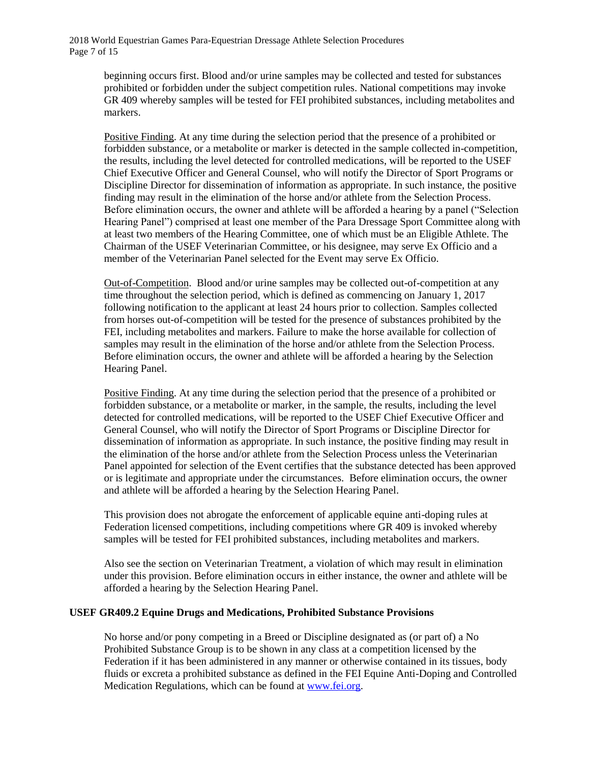beginning occurs first. Blood and/or urine samples may be collected and tested for substances prohibited or forbidden under the subject competition rules. National competitions may invoke GR 409 whereby samples will be tested for FEI prohibited substances, including metabolites and markers.

Positive Finding. At any time during the selection period that the presence of a prohibited or forbidden substance, or a metabolite or marker is detected in the sample collected in-competition, the results, including the level detected for controlled medications, will be reported to the USEF Chief Executive Officer and General Counsel, who will notify the Director of Sport Programs or Discipline Director for dissemination of information as appropriate. In such instance, the positive finding may result in the elimination of the horse and/or athlete from the Selection Process. Before elimination occurs, the owner and athlete will be afforded a hearing by a panel ("Selection Hearing Panel") comprised at least one member of the Para Dressage Sport Committee along with at least two members of the Hearing Committee, one of which must be an Eligible Athlete. The Chairman of the USEF Veterinarian Committee, or his designee, may serve Ex Officio and a member of the Veterinarian Panel selected for the Event may serve Ex Officio.

Out-of-Competition. Blood and/or urine samples may be collected out-of-competition at any time throughout the selection period, which is defined as commencing on January 1, 2017 following notification to the applicant at least 24 hours prior to collection. Samples collected from horses out-of-competition will be tested for the presence of substances prohibited by the FEI, including metabolites and markers. Failure to make the horse available for collection of samples may result in the elimination of the horse and/or athlete from the Selection Process. Before elimination occurs, the owner and athlete will be afforded a hearing by the Selection Hearing Panel.

Positive Finding. At any time during the selection period that the presence of a prohibited or forbidden substance, or a metabolite or marker, in the sample, the results, including the level detected for controlled medications, will be reported to the USEF Chief Executive Officer and General Counsel, who will notify the Director of Sport Programs or Discipline Director for dissemination of information as appropriate. In such instance, the positive finding may result in the elimination of the horse and/or athlete from the Selection Process unless the Veterinarian Panel appointed for selection of the Event certifies that the substance detected has been approved or is legitimate and appropriate under the circumstances. Before elimination occurs, the owner and athlete will be afforded a hearing by the Selection Hearing Panel.

This provision does not abrogate the enforcement of applicable equine anti-doping rules at Federation licensed competitions, including competitions where GR 409 is invoked whereby samples will be tested for FEI prohibited substances, including metabolites and markers.

Also see the section on Veterinarian Treatment, a violation of which may result in elimination under this provision. Before elimination occurs in either instance, the owner and athlete will be afforded a hearing by the Selection Hearing Panel.

**USEF GR409.2 Equine Drugs and Medications, Prohibited Substance Provisions**

No horse and/or pony competing in a Breed or Discipline designated as (or part of) a No Prohibited Substance Group is to be shown in any class at a competition licensed by the Federation if it has been administered in any manner or otherwise contained in its tissues, body fluids or excreta a prohibited substance as defined in the FEI Equine Anti-Doping and Controlled Medication Regulations, which can be found at www.fei.org.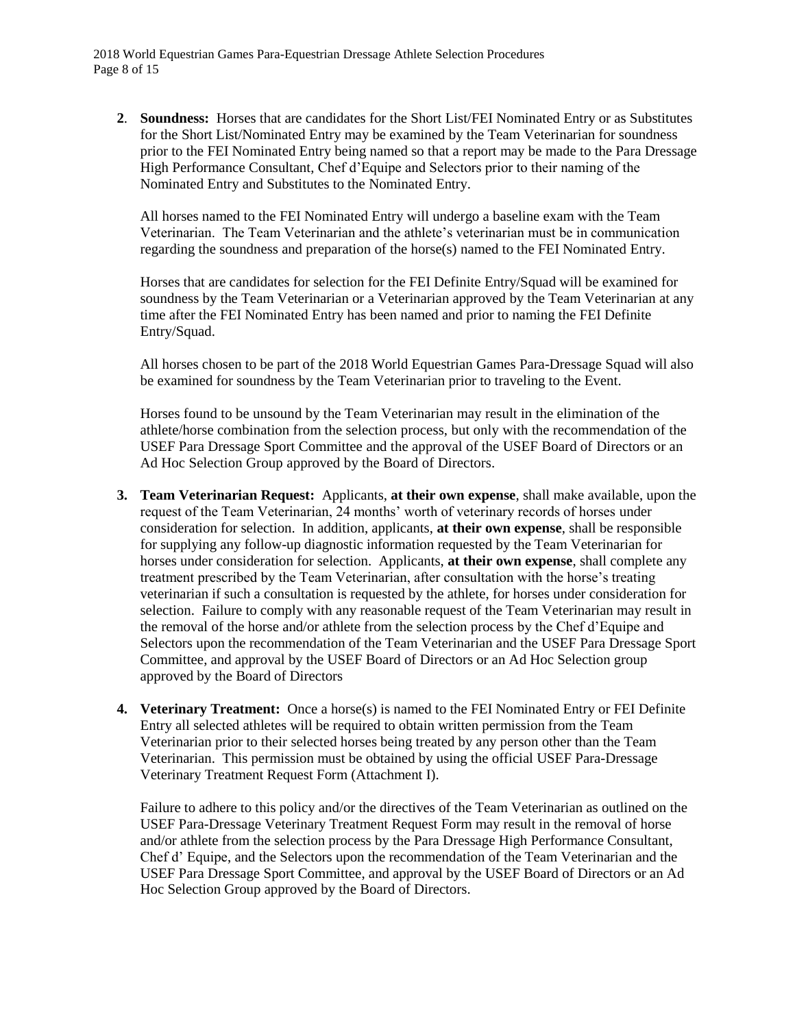**2**. **Soundness:** Horses that are candidates for the Short List/FEI Nominated Entry or as Substitutes for the Short List/Nominated Entry may be examined by the Team Veterinarian for soundness prior to the FEI Nominated Entry being named so that a report may be made to the Para Dressage High Performance Consultant, Chef d'Equipe and Selectors prior to their naming of the Nominated Entry and Substitutes to the Nominated Entry.

   All horses named to the FEI Nominated Entry will undergo a baseline exam with the Team Veterinarian. The Team Veterinarian and the athlete's veterinarian must be in communication regarding the soundness and preparation of the horse(s) named to the FEI Nominated Entry.

   Horses that are candidates for selection for the FEI Definite Entry/Squad will be examined for soundness by the Team Veterinarian or a Veterinarian approved by the Team Veterinarian at any time after the FEI Nominated Entry has been named and prior to naming the FEI Definite Entry/Squad.

   All horses chosen to be part of the 2018 World Equestrian Games Para-Dressage Squad will also be examined for soundness by the Team Veterinarian prior to traveling to the Event.

   Horses found to be unsound by the Team Veterinarian may result in the elimination of the athlete/horse combination from the selection process, but only with the recommendation of the USEF Para Dressage Sport Committee and the approval of the USEF Board of Directors or an Ad Hoc Selection Group approved by the Board of Directors.

**3.** **Team Veterinarian Request:** Applicants, **at their own expense**, shall make available, upon the request of the Team Veterinarian, 24 months' worth of veterinary records of horses under consideration for selection. In addition, applicants, **at their own expense**, shall be responsible for supplying any follow-up diagnostic information requested by the Team Veterinarian for horses under consideration for selection. Applicants, **at their own expense**, shall complete any treatment prescribed by the Team Veterinarian, after consultation with the horse's treating veterinarian if such a consultation is requested by the athlete, for horses under consideration for selection. Failure to comply with any reasonable request of the Team Veterinarian may result in the removal of the horse and/or athlete from the selection process by the Chef d'Equipe and Selectors upon the recommendation of the Team Veterinarian and the USEF Para Dressage Sport Committee, and approval by the USEF Board of Directors or an Ad Hoc Selection group approved by the Board of Directors

**4.** **Veterinary Treatment:** Once a horse(s) is named to the FEI Nominated Entry or FEI Definite Entry all selected athletes will be required to obtain written permission from the Team Veterinarian prior to their selected horses being treated by any person other than the Team Veterinarian. This permission must be obtained by using the official USEF Para-Dressage Veterinary Treatment Request Form (Attachment I).

   Failure to adhere to this policy and/or the directives of the Team Veterinarian as outlined on the USEF Para-Dressage Veterinary Treatment Request Form may result in the removal of horse and/or athlete from the selection process by the Para Dressage High Performance Consultant, Chef d' Equipe, and the Selectors upon the recommendation of the Team Veterinarian and the USEF Para Dressage Sport Committee, and approval by the USEF Board of Directors or an Ad Hoc Selection Group approved by the Board of Directors.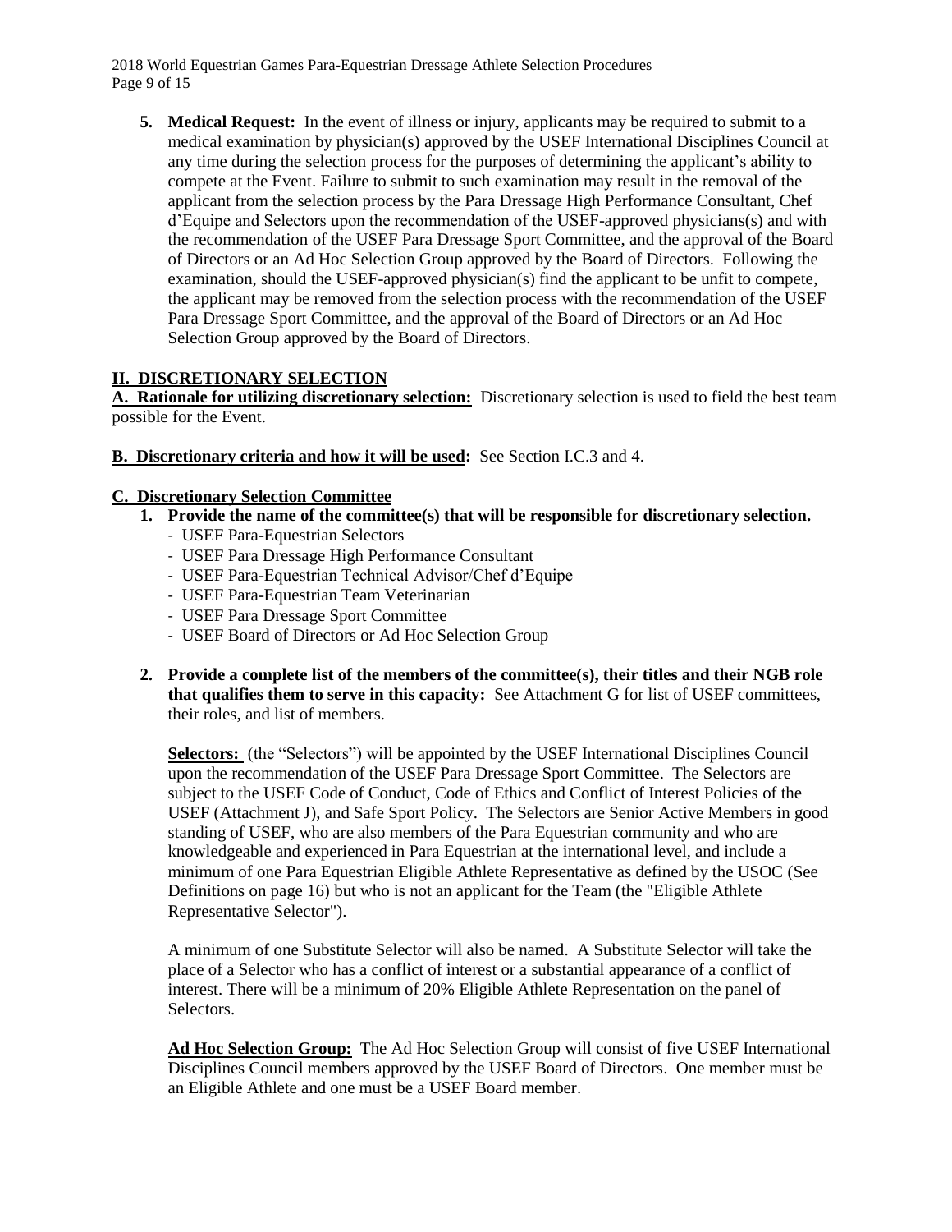5. **Medical Request:** In the event of illness or injury, applicants may be required to submit to a medical examination by physician(s) approved by the USEF International Disciplines Council at any time during the selection process for the purposes of determining the applicant's ability to compete at the Event. Failure to submit to such examination may result in the removal of the applicant from the selection process by the Para Dressage High Performance Consultant, Chef d'Equipe and Selectors upon the recommendation of the USEF-approved physicians(s) and with the recommendation of the USEF Para Dressage Sport Committee, and the approval of the Board of Directors or an Ad Hoc Selection Group approved by the Board of Directors. Following the examination, should the USEF-approved physician(s) find the applicant to be unfit to compete, the applicant may be removed from the selection process with the recommendation of the USEF Para Dressage Sport Committee, and the approval of the Board of Directors or an Ad Hoc Selection Group approved by the Board of Directors.

## II. DISCRETIONARY SELECTION

**A. Rationale for utilizing discretionary selection:** Discretionary selection is used to field the best team possible for the Event.

**B. Discretionary criteria and how it will be used:** See Section I.C.3 and 4.

**C. Discretionary Selection Committee**

1. **Provide the name of the committee(s) that will be responsible for discretionary selection.**
   - USEF Para-Equestrian Selectors
   - USEF Para Dressage High Performance Consultant
   - USEF Para-Equestrian Technical Advisor/Chef d'Equipe
   - USEF Para-Equestrian Team Veterinarian
   - USEF Para Dressage Sport Committee
   - USEF Board of Directors or Ad Hoc Selection Group

2. **Provide a complete list of the members of the committee(s), their titles and their NGB role that qualifies them to serve in this capacity:** See Attachment G for list of USEF committees, their roles, and list of members.

   **Selectors:** (the "Selectors") will be appointed by the USEF International Disciplines Council upon the recommendation of the USEF Para Dressage Sport Committee. The Selectors are subject to the USEF Code of Conduct, Code of Ethics and Conflict of Interest Policies of the USEF (Attachment J), and Safe Sport Policy. The Selectors are Senior Active Members in good standing of USEF, who are also members of the Para Equestrian community and who are knowledgeable and experienced in Para Equestrian at the international level, and include a minimum of one Para Equestrian Eligible Athlete Representative as defined by the USOC (See Definitions on page 16) but who is not an applicant for the Team (the "Eligible Athlete Representative Selector").

   A minimum of one Substitute Selector will also be named. A Substitute Selector will take the place of a Selector who has a conflict of interest or a substantial appearance of a conflict of interest. There will be a minimum of 20% Eligible Athlete Representation on the panel of Selectors.

   **Ad Hoc Selection Group:** The Ad Hoc Selection Group will consist of five USEF International Disciplines Council members approved by the USEF Board of Directors. One member must be an Eligible Athlete and one must be a USEF Board member.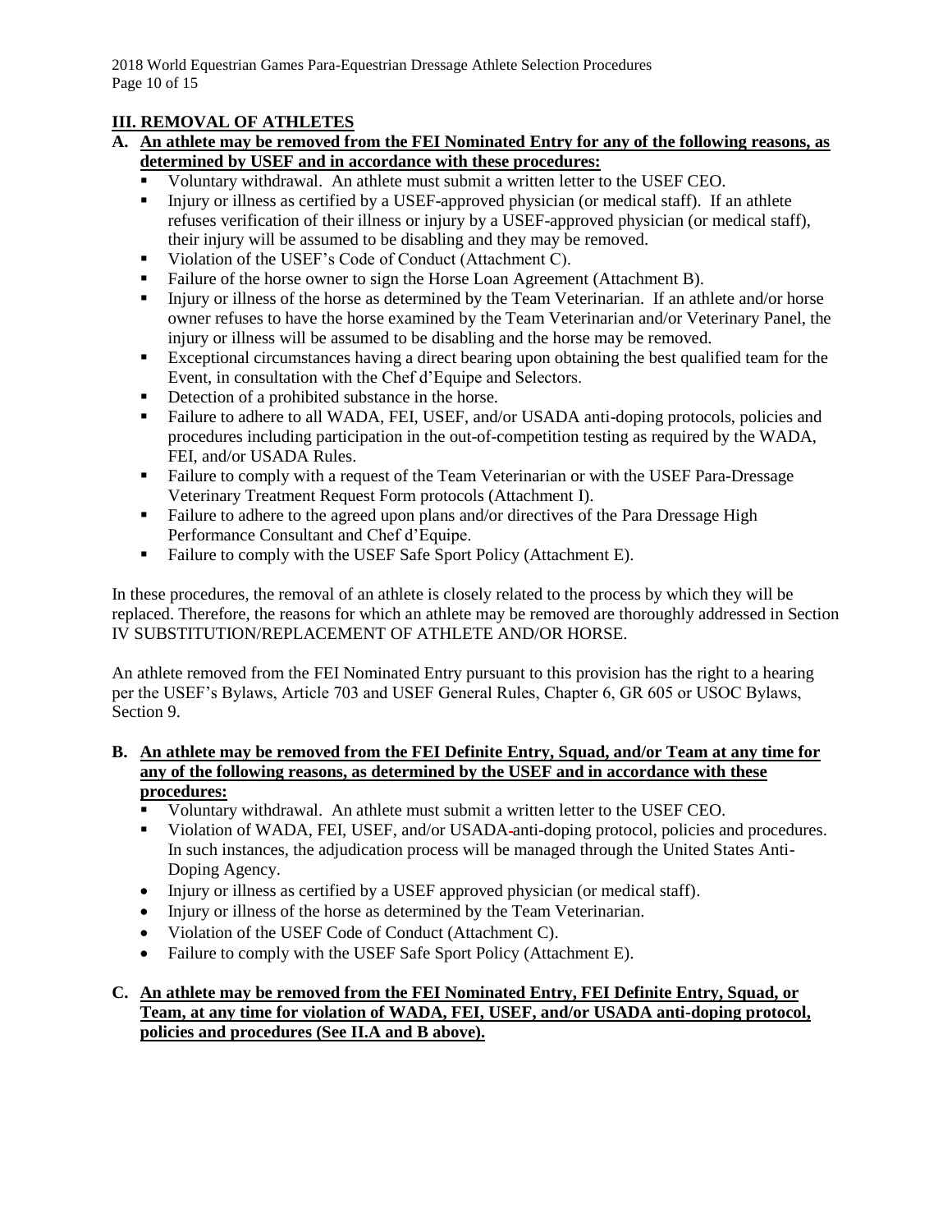## III. REMOVAL OF ATHLETES

**A. An athlete may be removed from the FEI Nominated Entry for any of the following reasons, as determined by USEF and in accordance with these procedures:**

- Voluntary withdrawal. An athlete must submit a written letter to the USEF CEO.
- Injury or illness as certified by a USEF-approved physician (or medical staff). If an athlete refuses verification of their illness or injury by a USEF-approved physician (or medical staff), their injury will be assumed to be disabling and they may be removed.
- Violation of the USEF's Code of Conduct (Attachment C).
- Failure of the horse owner to sign the Horse Loan Agreement (Attachment B).
- Injury or illness of the horse as determined by the Team Veterinarian. If an athlete and/or horse owner refuses to have the horse examined by the Team Veterinarian and/or Veterinary Panel, the injury or illness will be assumed to be disabling and the horse may be removed.
- Exceptional circumstances having a direct bearing upon obtaining the best qualified team for the Event, in consultation with the Chef d'Equipe and Selectors.
- Detection of a prohibited substance in the horse.
- Failure to adhere to all WADA, FEI, USEF, and/or USADA anti-doping protocols, policies and procedures including participation in the out-of-competition testing as required by the WADA, FEI, and/or USADA Rules.
- Failure to comply with a request of the Team Veterinarian or with the USEF Para-Dressage Veterinary Treatment Request Form protocols (Attachment I).
- Failure to adhere to the agreed upon plans and/or directives of the Para Dressage High Performance Consultant and Chef d'Equipe.
- Failure to comply with the USEF Safe Sport Policy (Attachment E).

In these procedures, the removal of an athlete is closely related to the process by which they will be replaced. Therefore, the reasons for which an athlete may be removed are thoroughly addressed in Section IV SUBSTITUTION/REPLACEMENT OF ATHLETE AND/OR HORSE.

An athlete removed from the FEI Nominated Entry pursuant to this provision has the right to a hearing per the USEF's Bylaws, Article 703 and USEF General Rules, Chapter 6, GR 605 or USOC Bylaws, Section 9.

**B. An athlete may be removed from the FEI Definite Entry, Squad, and/or Team at any time for any of the following reasons, as determined by the USEF and in accordance with these procedures:**

- Voluntary withdrawal. An athlete must submit a written letter to the USEF CEO.
- Violation of WADA, FEI, USEF, and/or USADA anti-doping protocol, policies and procedures. In such instances, the adjudication process will be managed through the United States Anti-Doping Agency.
- Injury or illness as certified by a USEF approved physician (or medical staff).
- Injury or illness of the horse as determined by the Team Veterinarian.
- Violation of the USEF Code of Conduct (Attachment C).
- Failure to comply with the USEF Safe Sport Policy (Attachment E).

**C. An athlete may be removed from the FEI Nominated Entry, FEI Definite Entry, Squad, or Team, at any time for violation of WADA, FEI, USEF, and/or USADA anti-doping protocol, policies and procedures (See II.A and B above).**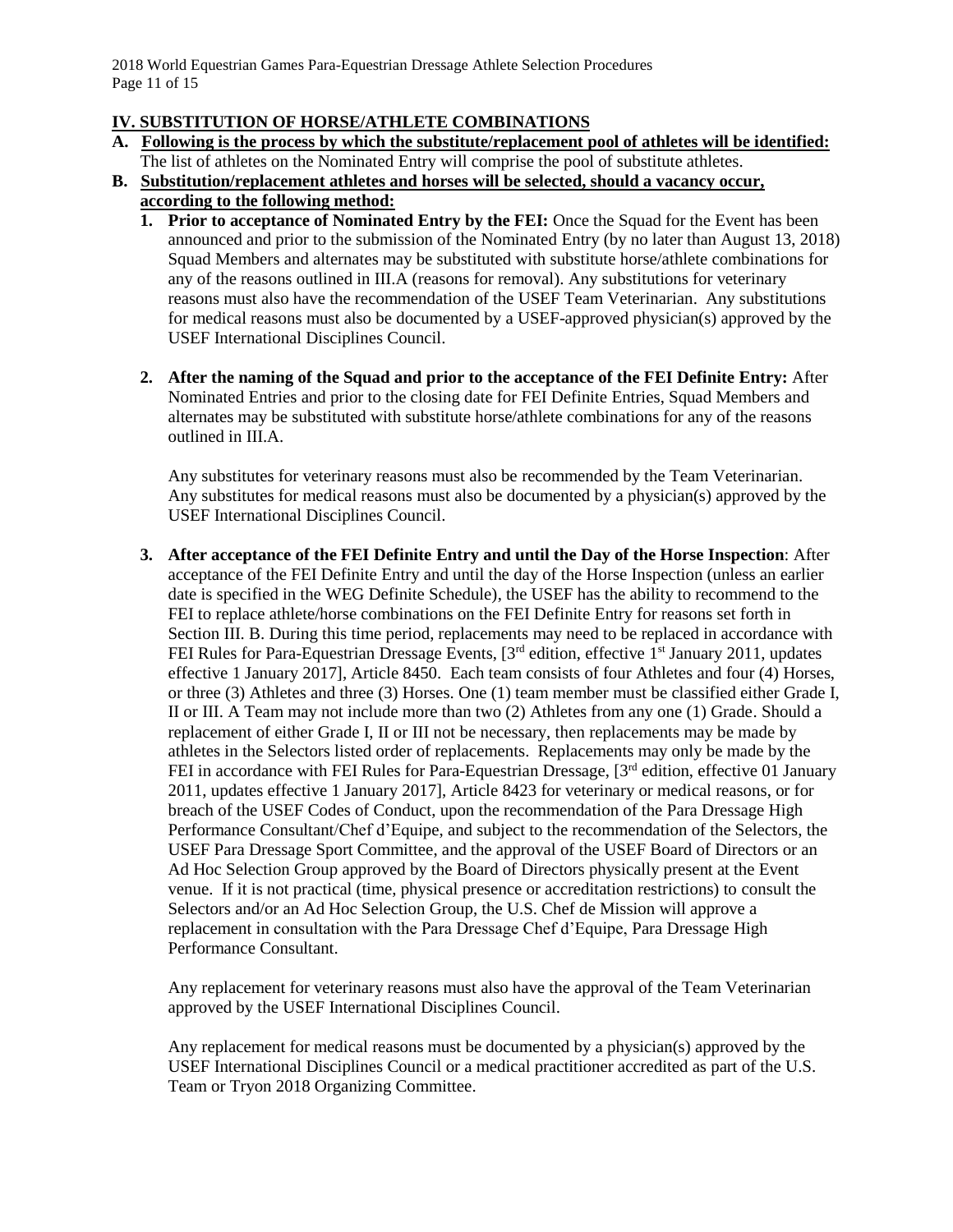## IV. SUBSTITUTION OF HORSE/ATHLETE COMBINATIONS

**A. Following is the process by which the substitute/replacement pool of athletes will be identified:**
The list of athletes on the Nominated Entry will comprise the pool of substitute athletes.

**B. Substitution/replacement athletes and horses will be selected, should a vacancy occur, according to the following method:**

1. **Prior to acceptance of Nominated Entry by the FEI:** Once the Squad for the Event has been announced and prior to the submission of the Nominated Entry (by no later than August 13, 2018) Squad Members and alternates may be substituted with substitute horse/athlete combinations for any of the reasons outlined in III.A (reasons for removal). Any substitutions for veterinary reasons must also have the recommendation of the USEF Team Veterinarian. Any substitutions for medical reasons must also be documented by a USEF-approved physician(s) approved by the USEF International Disciplines Council.

2. **After the naming of the Squad and prior to the acceptance of the FEI Definite Entry:** After Nominated Entries and prior to the closing date for FEI Definite Entries, Squad Members and alternates may be substituted with substitute horse/athlete combinations for any of the reasons outlined in III.A.

   Any substitutes for veterinary reasons must also be recommended by the Team Veterinarian. Any substitutes for medical reasons must also be documented by a physician(s) approved by the USEF International Disciplines Council.

3. **After acceptance of the FEI Definite Entry and until the Day of the Horse Inspection**: After acceptance of the FEI Definite Entry and until the day of the Horse Inspection (unless an earlier date is specified in the WEG Definite Schedule), the USEF has the ability to recommend to the FEI to replace athlete/horse combinations on the FEI Definite Entry for reasons set forth in Section III. B. During this time period, replacements may need to be replaced in accordance with FEI Rules for Para-Equestrian Dressage Events, [3rd edition, effective 1st January 2011, updates effective 1 January 2017], Article 8450. Each team consists of four Athletes and four (4) Horses, or three (3) Athletes and three (3) Horses. One (1) team member must be classified either Grade I, II or III. A Team may not include more than two (2) Athletes from any one (1) Grade. Should a replacement of either Grade I, II or III not be necessary, then replacements may be made by athletes in the Selectors listed order of replacements. Replacements may only be made by the FEI in accordance with FEI Rules for Para-Equestrian Dressage, [3rd edition, effective 01 January 2011, updates effective 1 January 2017], Article 8423 for veterinary or medical reasons, or for breach of the USEF Codes of Conduct, upon the recommendation of the Para Dressage High Performance Consultant/Chef d'Equipe, and subject to the recommendation of the Selectors, the USEF Para Dressage Sport Committee, and the approval of the USEF Board of Directors or an Ad Hoc Selection Group approved by the Board of Directors physically present at the Event venue. If it is not practical (time, physical presence or accreditation restrictions) to consult the Selectors and/or an Ad Hoc Selection Group, the U.S. Chef de Mission will approve a replacement in consultation with the Para Dressage Chef d'Equipe, Para Dressage High Performance Consultant.

   Any replacement for veterinary reasons must also have the approval of the Team Veterinarian approved by the USEF International Disciplines Council.

   Any replacement for medical reasons must be documented by a physician(s) approved by the USEF International Disciplines Council or a medical practitioner accredited as part of the U.S. Team or Tryon 2018 Organizing Committee.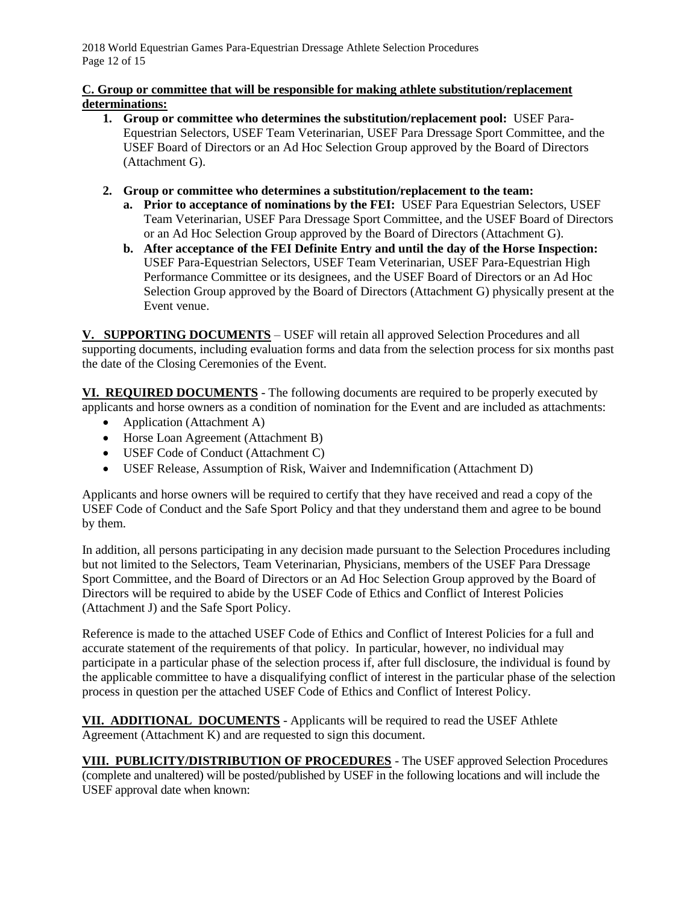**C. Group or committee that will be responsible for making athlete substitution/replacement determinations:**

1. **Group or committee who determines the substitution/replacement pool:** USEF Para-Equestrian Selectors, USEF Team Veterinarian, USEF Para Dressage Sport Committee, and the USEF Board of Directors or an Ad Hoc Selection Group approved by the Board of Directors (Attachment G).

2. **Group or committee who determines a substitution/replacement to the team:**
   a. **Prior to acceptance of nominations by the FEI:** USEF Para Equestrian Selectors, USEF Team Veterinarian, USEF Para Dressage Sport Committee, and the USEF Board of Directors or an Ad Hoc Selection Group approved by the Board of Directors (Attachment G).
   b. **After acceptance of the FEI Definite Entry and until the day of the Horse Inspection:** USEF Para-Equestrian Selectors, USEF Team Veterinarian, USEF Para-Equestrian High Performance Committee or its designees, and the USEF Board of Directors or an Ad Hoc Selection Group approved by the Board of Directors (Attachment G) physically present at the Event venue.

**V. SUPPORTING DOCUMENTS** – USEF will retain all approved Selection Procedures and all supporting documents, including evaluation forms and data from the selection process for six months past the date of the Closing Ceremonies of the Event.

**VI. REQUIRED DOCUMENTS** - The following documents are required to be properly executed by applicants and horse owners as a condition of nomination for the Event and are included as attachments:

- Application (Attachment A)
- Horse Loan Agreement (Attachment B)
- USEF Code of Conduct (Attachment C)
- USEF Release, Assumption of Risk, Waiver and Indemnification (Attachment D)

Applicants and horse owners will be required to certify that they have received and read a copy of the USEF Code of Conduct and the Safe Sport Policy and that they understand them and agree to be bound by them.

In addition, all persons participating in any decision made pursuant to the Selection Procedures including but not limited to the Selectors, Team Veterinarian, Physicians, members of the USEF Para Dressage Sport Committee, and the Board of Directors or an Ad Hoc Selection Group approved by the Board of Directors will be required to abide by the USEF Code of Ethics and Conflict of Interest Policies (Attachment J) and the Safe Sport Policy.

Reference is made to the attached USEF Code of Ethics and Conflict of Interest Policies for a full and accurate statement of the requirements of that policy. In particular, however, no individual may participate in a particular phase of the selection process if, after full disclosure, the individual is found by the applicable committee to have a disqualifying conflict of interest in the particular phase of the selection process in question per the attached USEF Code of Ethics and Conflict of Interest Policy.

**VII. ADDITIONAL DOCUMENTS** - Applicants will be required to read the USEF Athlete Agreement (Attachment K) and are requested to sign this document.

**VIII. PUBLICITY/DISTRIBUTION OF PROCEDURES** - The USEF approved Selection Procedures (complete and unaltered) will be posted/published by USEF in the following locations and will include the USEF approval date when known: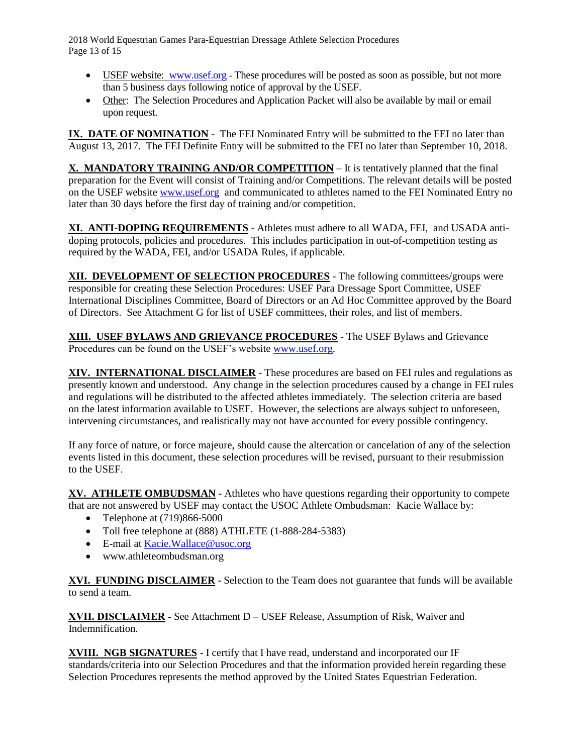- USEF website: www.usef.org - These procedures will be posted as soon as possible, but not more than 5 business days following notice of approval by the USEF.
- Other: The Selection Procedures and Application Packet will also be available by mail or email upon request.

**IX. DATE OF NOMINATION** - The FEI Nominated Entry will be submitted to the FEI no later than August 13, 2017. The FEI Definite Entry will be submitted to the FEI no later than September 10, 2018.

**X. MANDATORY TRAINING AND/OR COMPETITION** – It is tentatively planned that the final preparation for the Event will consist of Training and/or Competitions. The relevant details will be posted on the USEF website www.usef.org and communicated to athletes named to the FEI Nominated Entry no later than 30 days before the first day of training and/or competition.

**XI. ANTI-DOPING REQUIREMENTS** - Athletes must adhere to all WADA, FEI, and USADA anti-doping protocols, policies and procedures. This includes participation in out-of-competition testing as required by the WADA, FEI, and/or USADA Rules, if applicable.

**XII. DEVELOPMENT OF SELECTION PROCEDURES** - The following committees/groups were responsible for creating these Selection Procedures: USEF Para Dressage Sport Committee, USEF International Disciplines Committee, Board of Directors or an Ad Hoc Committee approved by the Board of Directors. See Attachment G for list of USEF committees, their roles, and list of members.

**XIII. USEF BYLAWS AND GRIEVANCE PROCEDURES** - The USEF Bylaws and Grievance Procedures can be found on the USEF's website www.usef.org.

**XIV. INTERNATIONAL DISCLAIMER** - These procedures are based on FEI rules and regulations as presently known and understood. Any change in the selection procedures caused by a change in FEI rules and regulations will be distributed to the affected athletes immediately. The selection criteria are based on the latest information available to USEF. However, the selections are always subject to unforeseen, intervening circumstances, and realistically may not have accounted for every possible contingency.

If any force of nature, or force majeure, should cause the altercation or cancelation of any of the selection events listed in this document, these selection procedures will be revised, pursuant to their resubmission to the USEF.

**XV. ATHLETE OMBUDSMAN** - Athletes who have questions regarding their opportunity to compete that are not answered by USEF may contact the USOC Athlete Ombudsman: Kacie Wallace by:

- Telephone at (719)866-5000
- Toll free telephone at (888) ATHLETE (1-888-284-5383)
- E-mail at Kacie.Wallace@usoc.org
- www.athleteombudsman.org

**XVI. FUNDING DISCLAIMER** - Selection to the Team does not guarantee that funds will be available to send a team.

**XVII. DISCLAIMER** - See Attachment D – USEF Release, Assumption of Risk, Waiver and Indemnification.

**XVIII. NGB SIGNATURES** - I certify that I have read, understand and incorporated our IF standards/criteria into our Selection Procedures and that the information provided herein regarding these Selection Procedures represents the method approved by the United States Equestrian Federation.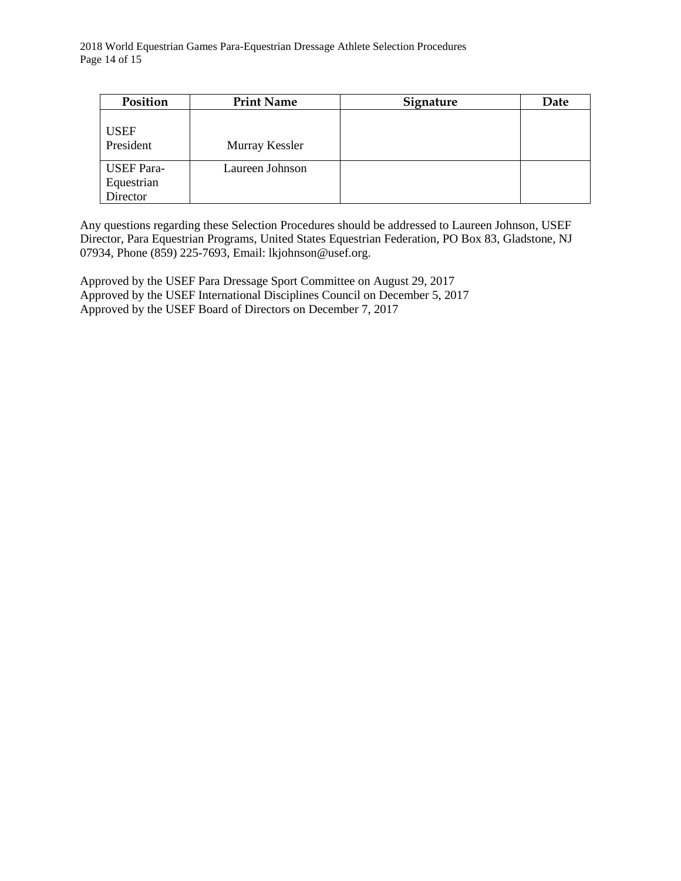| Position | Print Name | Signature | Date |
|---|---|---|---|
| USEF President | Murray Kessler | | |
| USEF Para-Equestrian Director | Laureen Johnson | | |

Any questions regarding these Selection Procedures should be addressed to Laureen Johnson, USEF Director, Para Equestrian Programs, United States Equestrian Federation, PO Box 83, Gladstone, NJ 07934, Phone (859) 225-7693, Email: lkjohnson@usef.org.

Approved by the USEF Para Dressage Sport Committee on August 29, 2017
Approved by the USEF International Disciplines Council on December 5, 2017
Approved by the USEF Board of Directors on December 7, 2017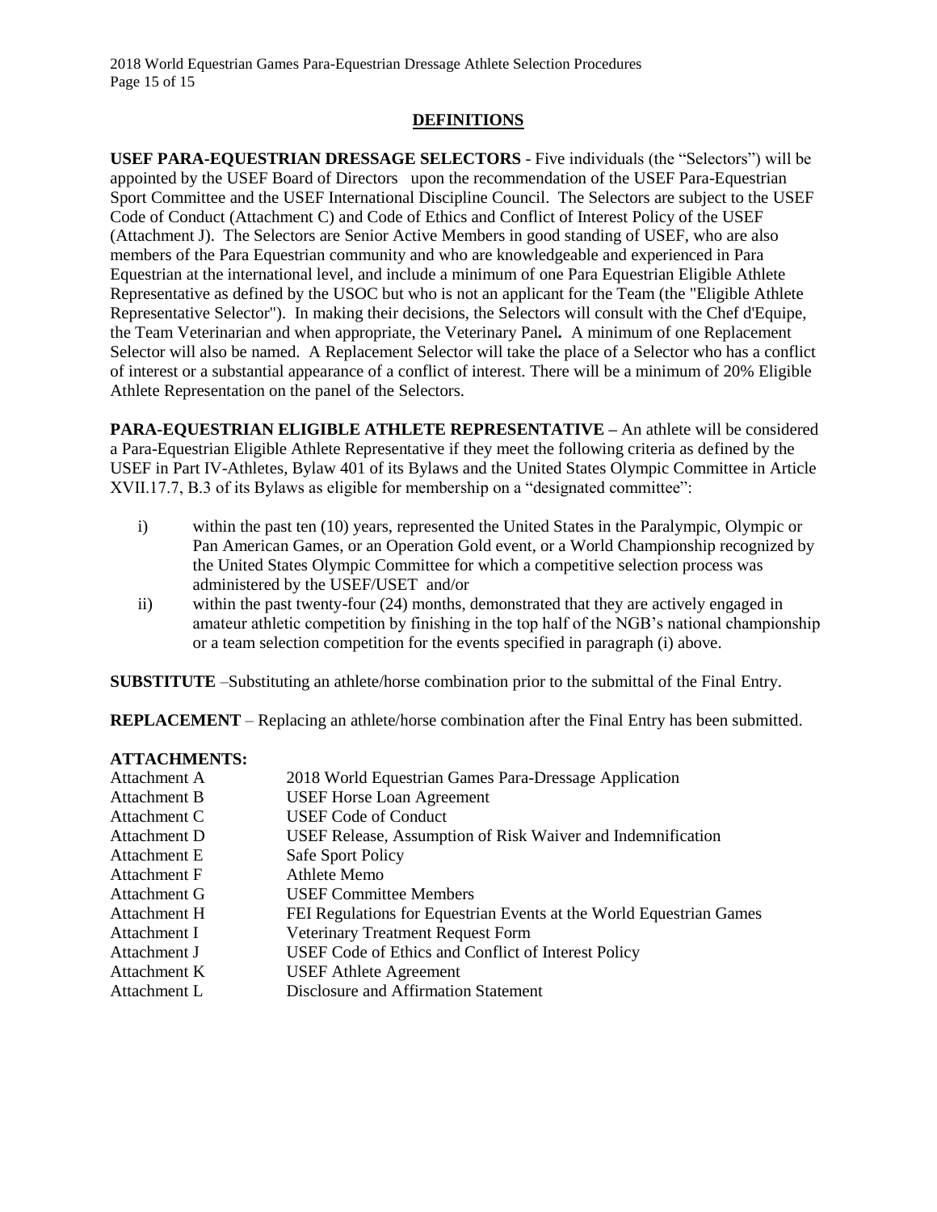## DEFINITIONS

**USEF PARA-EQUESTRIAN DRESSAGE SELECTORS** - Five individuals (the "Selectors") will be appointed by the USEF Board of Directors upon the recommendation of the USEF Para-Equestrian Sport Committee and the USEF International Discipline Council. The Selectors are subject to the USEF Code of Conduct (Attachment C) and Code of Ethics and Conflict of Interest Policy of the USEF (Attachment J). The Selectors are Senior Active Members in good standing of USEF, who are also members of the Para Equestrian community and who are knowledgeable and experienced in Para Equestrian at the international level, and include a minimum of one Para Equestrian Eligible Athlete Representative as defined by the USOC but who is not an applicant for the Team (the "Eligible Athlete Representative Selector"). In making their decisions, the Selectors will consult with the Chef d'Equipe, the Team Veterinarian and when appropriate, the Veterinary Panel**.** A minimum of one Replacement Selector will also be named. A Replacement Selector will take the place of a Selector who has a conflict of interest or a substantial appearance of a conflict of interest. There will be a minimum of 20% Eligible Athlete Representation on the panel of the Selectors.

**PARA-EQUESTRIAN ELIGIBLE ATHLETE REPRESENTATIVE –** An athlete will be considered a Para-Equestrian Eligible Athlete Representative if they meet the following criteria as defined by the USEF in Part IV-Athletes, Bylaw 401 of its Bylaws and the United States Olympic Committee in Article XVII.17.7, B.3 of its Bylaws as eligible for membership on a "designated committee":

i) within the past ten (10) years, represented the United States in the Paralympic, Olympic or Pan American Games, or an Operation Gold event, or a World Championship recognized by the United States Olympic Committee for which a competitive selection process was administered by the USEF/USET and/or

ii) within the past twenty-four (24) months, demonstrated that they are actively engaged in amateur athletic competition by finishing in the top half of the NGB's national championship or a team selection competition for the events specified in paragraph (i) above.

**SUBSTITUTE** –Substituting an athlete/horse combination prior to the submittal of the Final Entry.

**REPLACEMENT** – Replacing an athlete/horse combination after the Final Entry has been submitted.

**ATTACHMENTS:**

| | |
|---|---|
| Attachment A | 2018 World Equestrian Games Para-Dressage Application |
| Attachment B | USEF Horse Loan Agreement |
| Attachment C | USEF Code of Conduct |
| Attachment D | USEF Release, Assumption of Risk Waiver and Indemnification |
| Attachment E | Safe Sport Policy |
| Attachment F | Athlete Memo |
| Attachment G | USEF Committee Members |
| Attachment H | FEI Regulations for Equestrian Events at the World Equestrian Games |
| Attachment I | Veterinary Treatment Request Form |
| Attachment J | USEF Code of Ethics and Conflict of Interest Policy |
| Attachment K | USEF Athlete Agreement |
| Attachment L | Disclosure and Affirmation Statement |